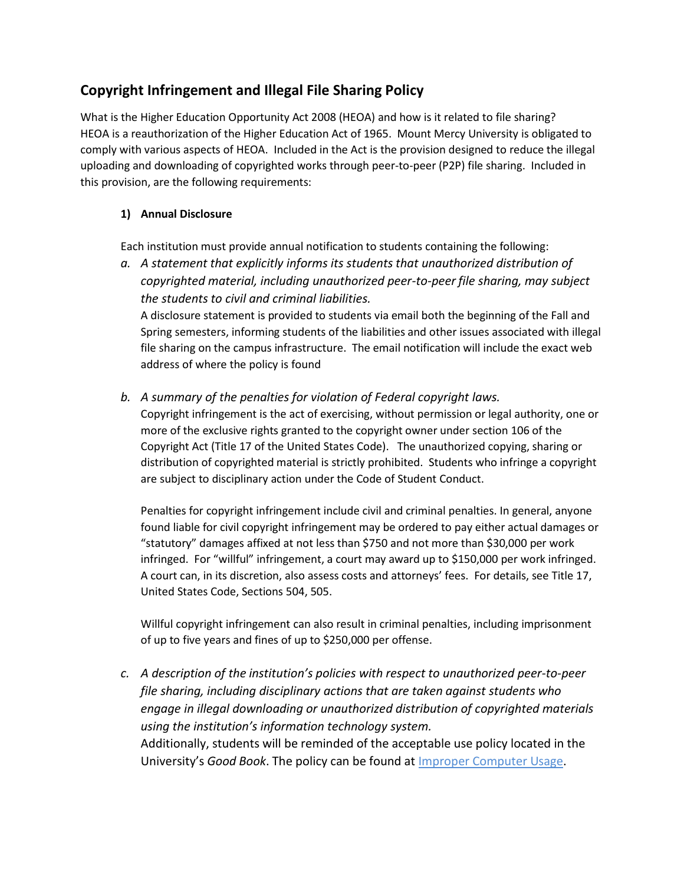## Copyright Infringement and Illegal File Sharing Policy

What is the Higher Education Opportunity Act 2008 (HEOA) and how is it related to file sharing? HEOA is a reauthorization of the Higher Education Act of 1965. Mount Mercy University is obligated to comply with various aspects of HEOA. Included in the Act is the provision designed to reduce the illegal uploading and downloading of copyrighted works through peer-to-peer (P2P) file sharing. Included in this provision, are the following requirements:

1) **Annual Disclosure**

   Each institution must provide annual notification to students containing the following:

   a. *A statement that explicitly informs its students that unauthorized distribution of copyrighted material, including unauthorized peer-to-peer file sharing, may subject the students to civil and criminal liabilities.*
   A disclosure statement is provided to students via email both the beginning of the Fall and Spring semesters, informing students of the liabilities and other issues associated with illegal file sharing on the campus infrastructure. The email notification will include the exact web address of where the policy is found

   b. *A summary of the penalties for violation of Federal copyright laws.*
   Copyright infringement is the act of exercising, without permission or legal authority, one or more of the exclusive rights granted to the copyright owner under section 106 of the Copyright Act (Title 17 of the United States Code). The unauthorized copying, sharing or distribution of copyrighted material is strictly prohibited. Students who infringe a copyright are subject to disciplinary action under the Code of Student Conduct.

      Penalties for copyright infringement include civil and criminal penalties. In general, anyone found liable for civil copyright infringement may be ordered to pay either actual damages or "statutory" damages affixed at not less than $750 and not more than $30,000 per work infringed. For "willful" infringement, a court may award up to $150,000 per work infringed. A court can, in its discretion, also assess costs and attorneys' fees. For details, see Title 17, United States Code, Sections 504, 505.

      Willful copyright infringement can also result in criminal penalties, including imprisonment of up to five years and fines of up to $250,000 per offense.

   c. *A description of the institution's policies with respect to unauthorized peer-to-peer file sharing, including disciplinary actions that are taken against students who engage in illegal downloading or unauthorized distribution of copyrighted materials using the institution's information technology system.*
   Additionally, students will be reminded of the acceptable use policy located in the University's *Good Book*. The policy can be found at Improper Computer Usage.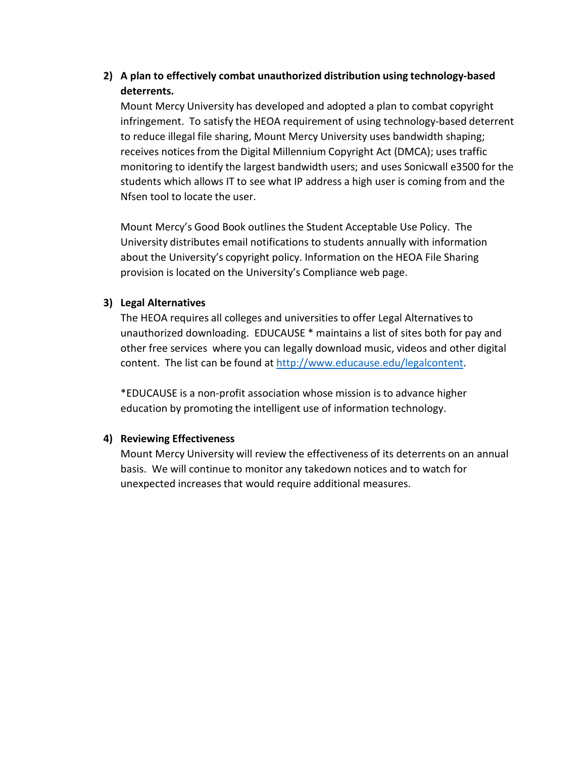2) **A plan to effectively combat unauthorized distribution using technology-based deterrents.**

Mount Mercy University has developed and adopted a plan to combat copyright infringement. To satisfy the HEOA requirement of using technology-based deterrent to reduce illegal file sharing, Mount Mercy University uses bandwidth shaping; receives notices from the Digital Millennium Copyright Act (DMCA); uses traffic monitoring to identify the largest bandwidth users; and uses Sonicwall e3500 for the students which allows IT to see what IP address a high user is coming from and the Nfsen tool to locate the user.

Mount Mercy's Good Book outlines the Student Acceptable Use Policy. The University distributes email notifications to students annually with information about the University's copyright policy. Information on the HEOA File Sharing provision is located on the University's Compliance web page.

3) **Legal Alternatives**

The HEOA requires all colleges and universities to offer Legal Alternatives to unauthorized downloading. EDUCAUSE * maintains a list of sites both for pay and other free services where you can legally download music, videos and other digital content. The list can be found at [http://www.educause.edu/legalcontent](http://www.educause.edu/legalcontent).

*EDUCAUSE is a non-profit association whose mission is to advance higher education by promoting the intelligent use of information technology.

4) **Reviewing Effectiveness**

Mount Mercy University will review the effectiveness of its deterrents on an annual basis. We will continue to monitor any takedown notices and to watch for unexpected increases that would require additional measures.